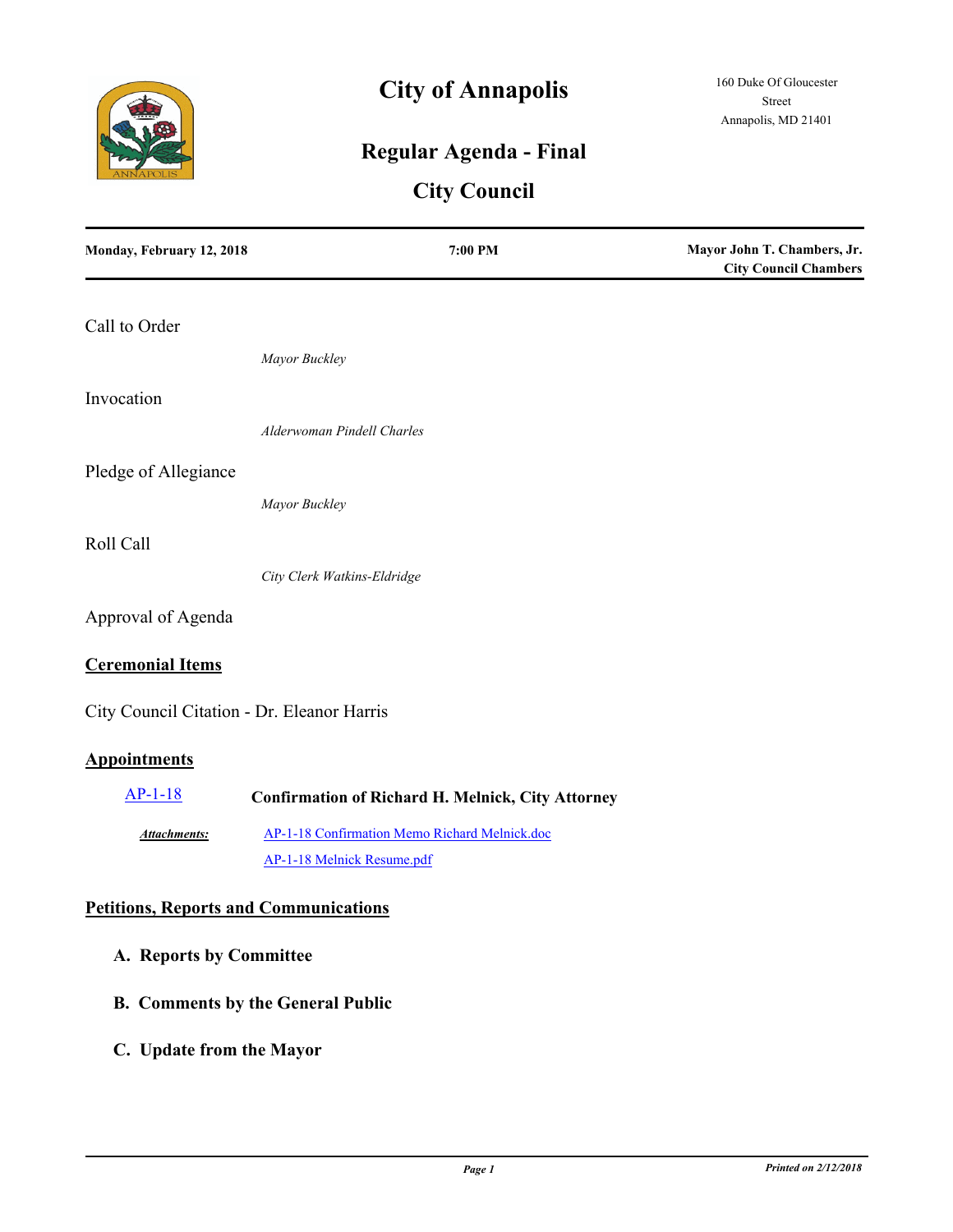# City of Annapolis

160 Duke Of Gloucester Street
Annapolis, MD 21401

## Regular Agenda - Final

## City Council

**Monday, February 12, 2018** | **7:00 PM** | **Mayor John T. Chambers, Jr. City Council Chambers**

Call to Order

*Mayor Buckley*

Invocation

*Alderwoman Pindell Charles*

Pledge of Allegiance

*Mayor Buckley*

Roll Call

*City Clerk Watkins-Eldridge*

Approval of Agenda

### Ceremonial Items

City Council Citation - Dr. Eleanor Harris

### Appointments

AP-1-18 **Confirmation of Richard H. Melnick, City Attorney**

***Attachments:*** AP-1-18 Confirmation Memo Richard Melnick.doc
AP-1-18 Melnick Resume.pdf

### Petitions, Reports and Communications

**A. Reports by Committee**

**B. Comments by the General Public**

**C. Update from the Mayor**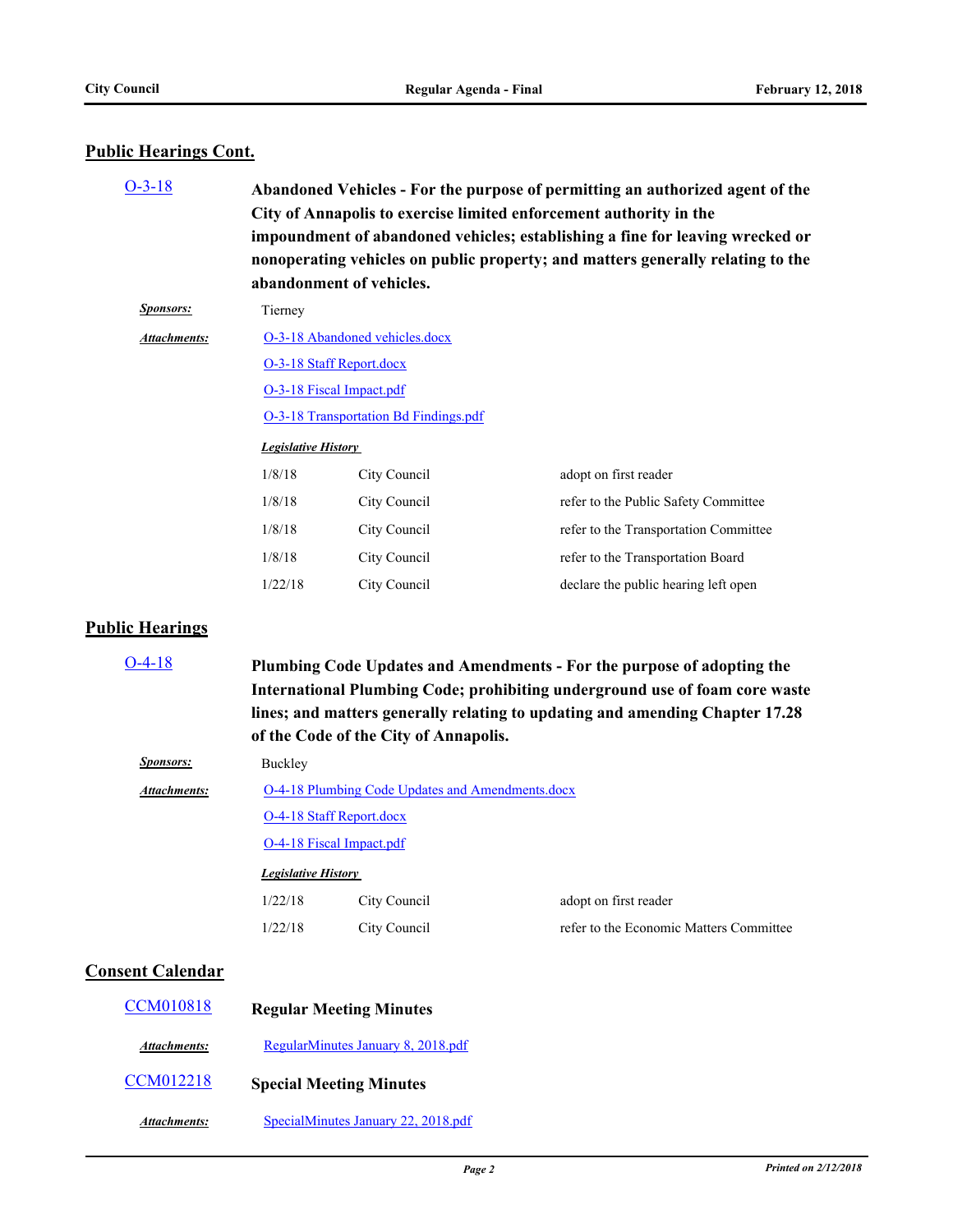## Public Hearings Cont.

**O-3-18** **Abandoned Vehicles - For the purpose of permitting an authorized agent of the City of Annapolis to exercise limited enforcement authority in the impoundment of abandoned vehicles; establishing a fine for leaving wrecked or nonoperating vehicles on public property; and matters generally relating to the abandonment of vehicles.**

***Sponsors:*** Tierney

***Attachments:*** O-3-18 Abandoned vehicles.docx
O-3-18 Staff Report.docx
O-3-18 Fiscal Impact.pdf
O-3-18 Transportation Bd Findings.pdf

***Legislative History***

| Date | Body | Action |
|---|---|---|
| 1/8/18 | City Council | adopt on first reader |
| 1/8/18 | City Council | refer to the Public Safety Committee |
| 1/8/18 | City Council | refer to the Transportation Committee |
| 1/8/18 | City Council | refer to the Transportation Board |
| 1/22/18 | City Council | declare the public hearing left open |

## Public Hearings

**O-4-18** **Plumbing Code Updates and Amendments - For the purpose of adopting the International Plumbing Code; prohibiting underground use of foam core waste lines; and matters generally relating to updating and amending Chapter 17.28 of the Code of the City of Annapolis.**

***Sponsors:*** Buckley

***Attachments:*** O-4-18 Plumbing Code Updates and Amendments.docx
O-4-18 Staff Report.docx
O-4-18 Fiscal Impact.pdf

***Legislative History***

| Date | Body | Action |
|---|---|---|
| 1/22/18 | City Council | adopt on first reader |
| 1/22/18 | City Council | refer to the Economic Matters Committee |

## Consent Calendar

**CCM010818** **Regular Meeting Minutes**

***Attachments:*** RegularMinutes January 8, 2018.pdf

**CCM012218** **Special Meeting Minutes**

***Attachments:*** SpecialMinutes January 22, 2018.pdf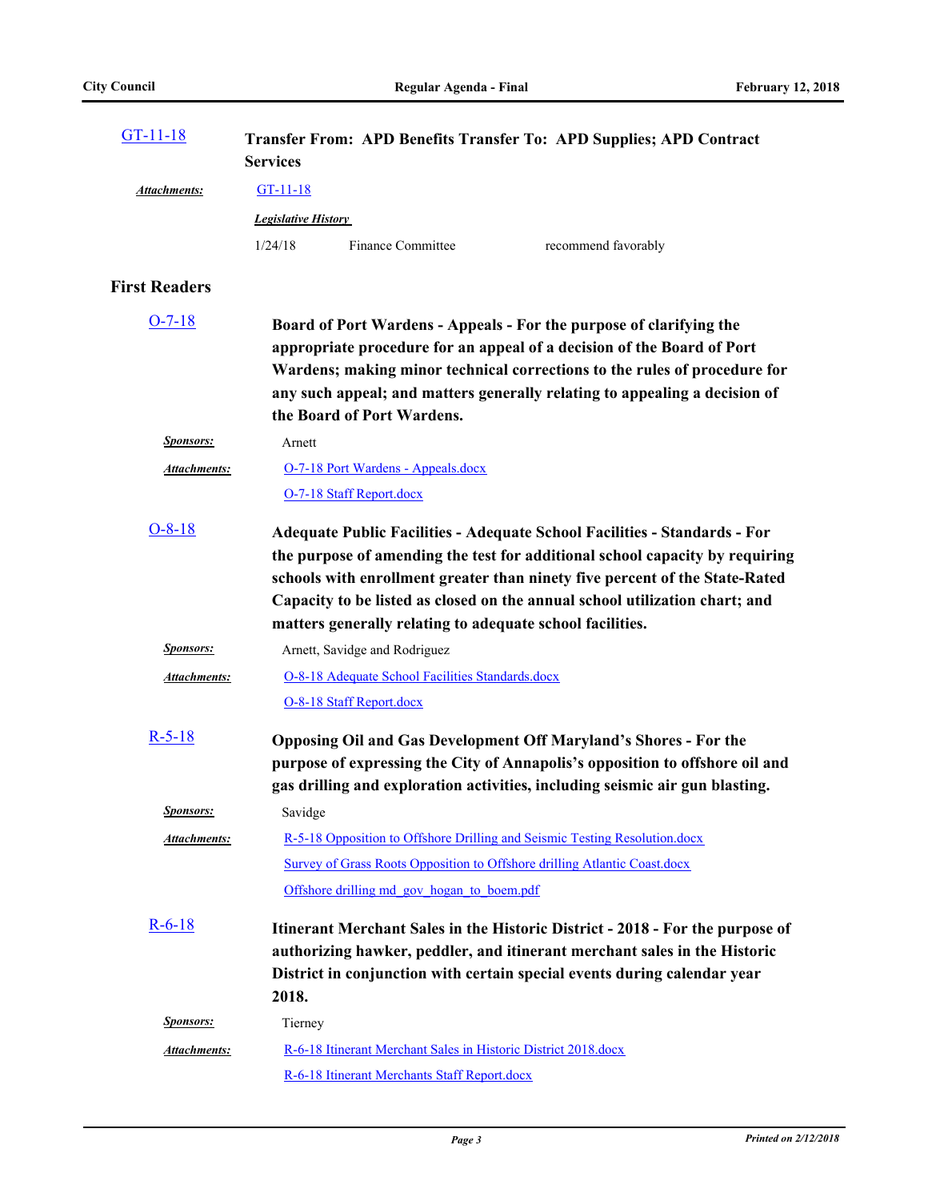**GT-11-18** **Transfer From: APD Benefits Transfer To: APD Supplies; APD Contract Services**

***Attachments:*** GT-11-18

***Legislative History***

| | | |
|---|---|---|
| 1/24/18 | Finance Committee | recommend favorably |

## First Readers

**O-7-18** **Board of Port Wardens - Appeals - For the purpose of clarifying the appropriate procedure for an appeal of a decision of the Board of Port Wardens; making minor technical corrections to the rules of procedure for any such appeal; and matters generally relating to appealing a decision of the Board of Port Wardens.**

***Sponsors:*** Arnett

***Attachments:*** O-7-18 Port Wardens - Appeals.docx
O-7-18 Staff Report.docx

**O-8-18** **Adequate Public Facilities - Adequate School Facilities - Standards - For the purpose of amending the test for additional school capacity by requiring schools with enrollment greater than ninety five percent of the State-Rated Capacity to be listed as closed on the annual school utilization chart; and matters generally relating to adequate school facilities.**

***Sponsors:*** Arnett, Savidge and Rodriguez

***Attachments:*** O-8-18 Adequate School Facilities Standards.docx
O-8-18 Staff Report.docx

**R-5-18** **Opposing Oil and Gas Development Off Maryland's Shores - For the purpose of expressing the City of Annapolis's opposition to offshore oil and gas drilling and exploration activities, including seismic air gun blasting.**

***Sponsors:*** Savidge

***Attachments:*** R-5-18 Opposition to Offshore Drilling and Seismic Testing Resolution.docx
Survey of Grass Roots Opposition to Offshore drilling Atlantic Coast.docx
Offshore drilling md_gov_hogan_to_boem.pdf

**R-6-18** **Itinerant Merchant Sales in the Historic District - 2018 - For the purpose of authorizing hawker, peddler, and itinerant merchant sales in the Historic District in conjunction with certain special events during calendar year 2018.**

***Sponsors:*** Tierney

***Attachments:*** R-6-18 Itinerant Merchant Sales in Historic District 2018.docx
R-6-18 Itinerant Merchants Staff Report.docx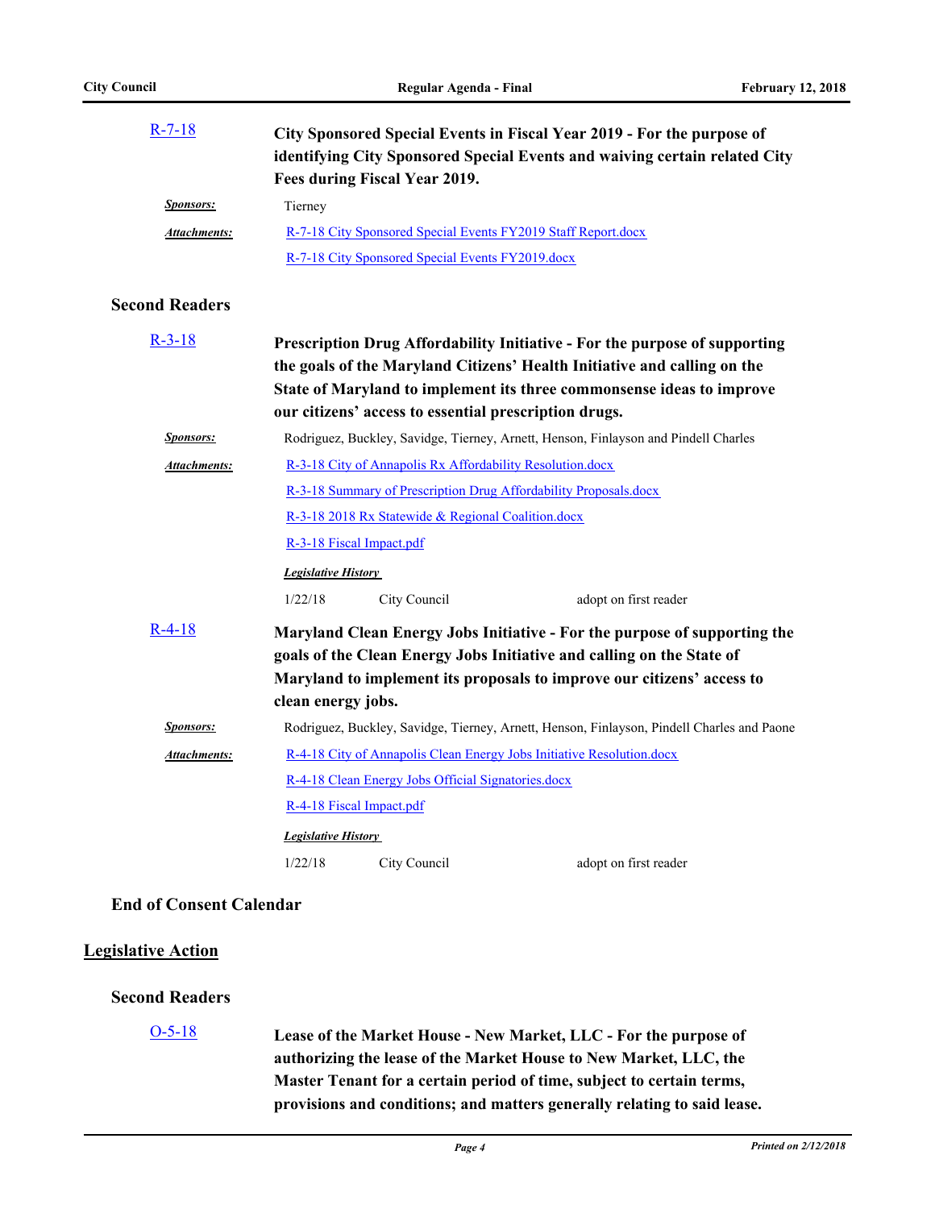[R-7-18](#) **City Sponsored Special Events in Fiscal Year 2019 - For the purpose of identifying City Sponsored Special Events and waiving certain related City Fees during Fiscal Year 2019.**

***Sponsors:*** Tierney

***Attachments:*** [R-7-18 City Sponsored Special Events FY2019 Staff Report.docx](#)
[R-7-18 City Sponsored Special Events FY2019.docx](#)

### Second Readers

[R-3-18](#) **Prescription Drug Affordability Initiative - For the purpose of supporting the goals of the Maryland Citizens' Health Initiative and calling on the State of Maryland to implement its three commonsense ideas to improve our citizens' access to essential prescription drugs.**

***Sponsors:*** Rodriguez, Buckley, Savidge, Tierney, Arnett, Henson, Finlayson and Pindell Charles

***Attachments:*** [R-3-18 City of Annapolis Rx Affordability Resolution.docx](#)
[R-3-18 Summary of Prescription Drug Affordability Proposals.docx](#)
[R-3-18 2018 Rx Statewide & Regional Coalition.docx](#)
[R-3-18 Fiscal Impact.pdf](#)

***Legislative History***

| | | |
|---|---|---|
| 1/22/18 | City Council | adopt on first reader |

[R-4-18](#) **Maryland Clean Energy Jobs Initiative - For the purpose of supporting the goals of the Clean Energy Jobs Initiative and calling on the State of Maryland to implement its proposals to improve our citizens' access to clean energy jobs.**

***Sponsors:*** Rodriguez, Buckley, Savidge, Tierney, Arnett, Henson, Finlayson, Pindell Charles and Paone

***Attachments:*** [R-4-18 City of Annapolis Clean Energy Jobs Initiative Resolution.docx](#)
[R-4-18 Clean Energy Jobs Official Signatories.docx](#)
[R-4-18 Fiscal Impact.pdf](#)

***Legislative History***

| | | |
|---|---|---|
| 1/22/18 | City Council | adopt on first reader |

### End of Consent Calendar

## Legislative Action

### Second Readers

[O-5-18](#) **Lease of the Market House - New Market, LLC - For the purpose of authorizing the lease of the Market House to New Market, LLC, the Master Tenant for a certain period of time, subject to certain terms, provisions and conditions; and matters generally relating to said lease.**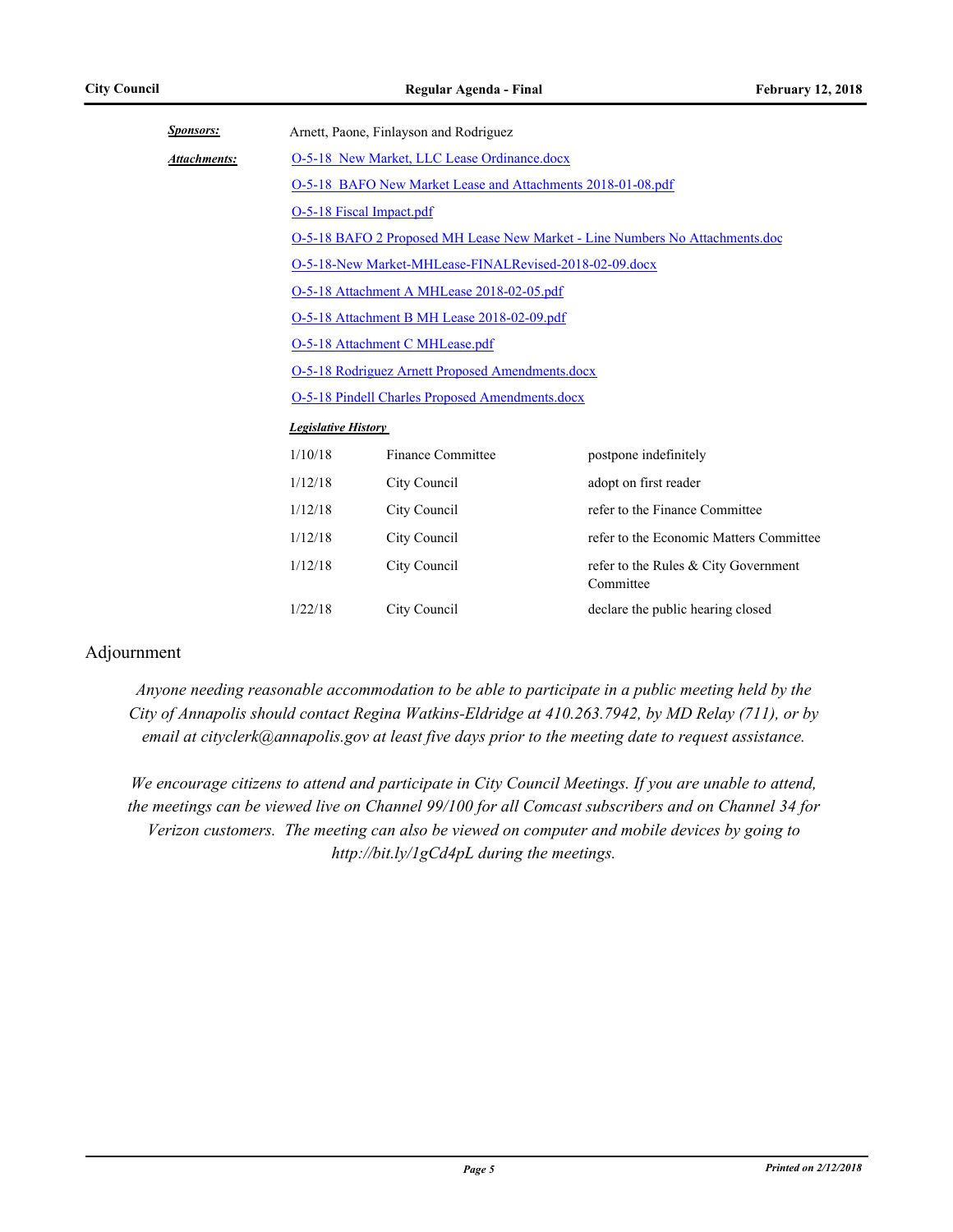**Sponsors:** Arnett, Paone, Finlayson and Rodriguez

**Attachments:**

- O-5-18 New Market, LLC Lease Ordinance.docx
- O-5-18 BAFO New Market Lease and Attachments 2018-01-08.pdf
- O-5-18 Fiscal Impact.pdf
- O-5-18 BAFO 2 Proposed MH Lease New Market - Line Numbers No Attachments.doc
- O-5-18-New Market-MHLease-FINALRevised-2018-02-09.docx
- O-5-18 Attachment A MHLease 2018-02-05.pdf
- O-5-18 Attachment B MH Lease 2018-02-09.pdf
- O-5-18 Attachment C MHLease.pdf
- O-5-18 Rodriguez Arnett Proposed Amendments.docx
- O-5-18 Pindell Charles Proposed Amendments.docx

***Legislative History***

| | | |
|---|---|---|
| 1/10/18 | Finance Committee | postpone indefinitely |
| 1/12/18 | City Council | adopt on first reader |
| 1/12/18 | City Council | refer to the Finance Committee |
| 1/12/18 | City Council | refer to the Economic Matters Committee |
| 1/12/18 | City Council | refer to the Rules & City Government Committee |
| 1/22/18 | City Council | declare the public hearing closed |

## Adjournment

*Anyone needing reasonable accommodation to be able to participate in a public meeting held by the City of Annapolis should contact Regina Watkins-Eldridge at 410.263.7942, by MD Relay (711), or by email at cityclerk@annapolis.gov at least five days prior to the meeting date to request assistance.*

*We encourage citizens to attend and participate in City Council Meetings. If you are unable to attend, the meetings can be viewed live on Channel 99/100 for all Comcast subscribers and on Channel 34 for Verizon customers. The meeting can also be viewed on computer and mobile devices by going to http://bit.ly/1gCd4pL during the meetings.*